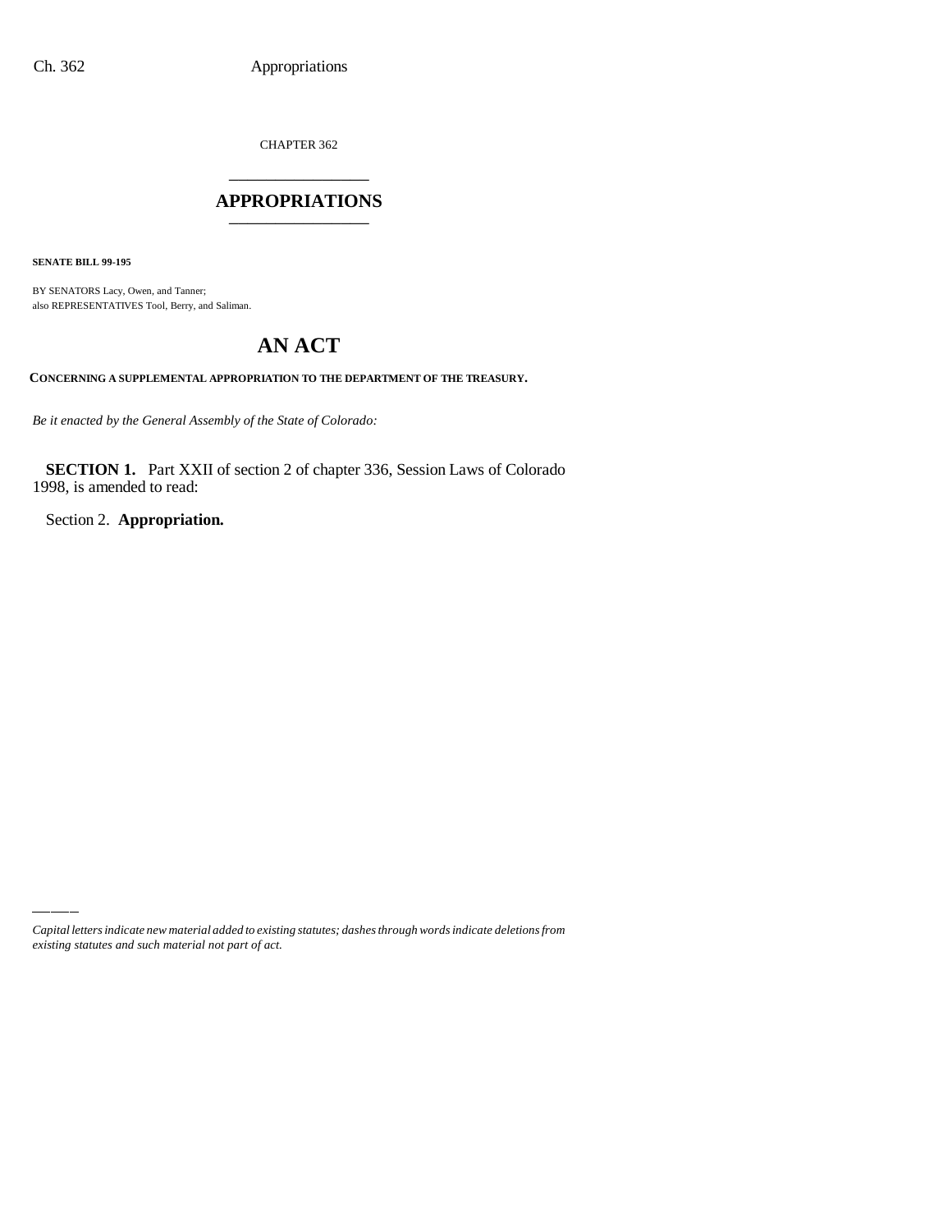CHAPTER 362

# APPROPRIATIONS

**SENATE BILL 99-195**

BY SENATORS Lacy, Owen, and Tanner;
also REPRESENTATIVES Tool, Berry, and Saliman.

# AN ACT

**CONCERNING A SUPPLEMENTAL APPROPRIATION TO THE DEPARTMENT OF THE TREASURY.**

*Be it enacted by the General Assembly of the State of Colorado:*

**SECTION 1.** Part XXII of section 2 of chapter 336, Session Laws of Colorado 1998, is amended to read:

Section 2. **Appropriation.**

*Capital letters indicate new material added to existing statutes; dashes through words indicate deletions from existing statutes and such material not part of act.*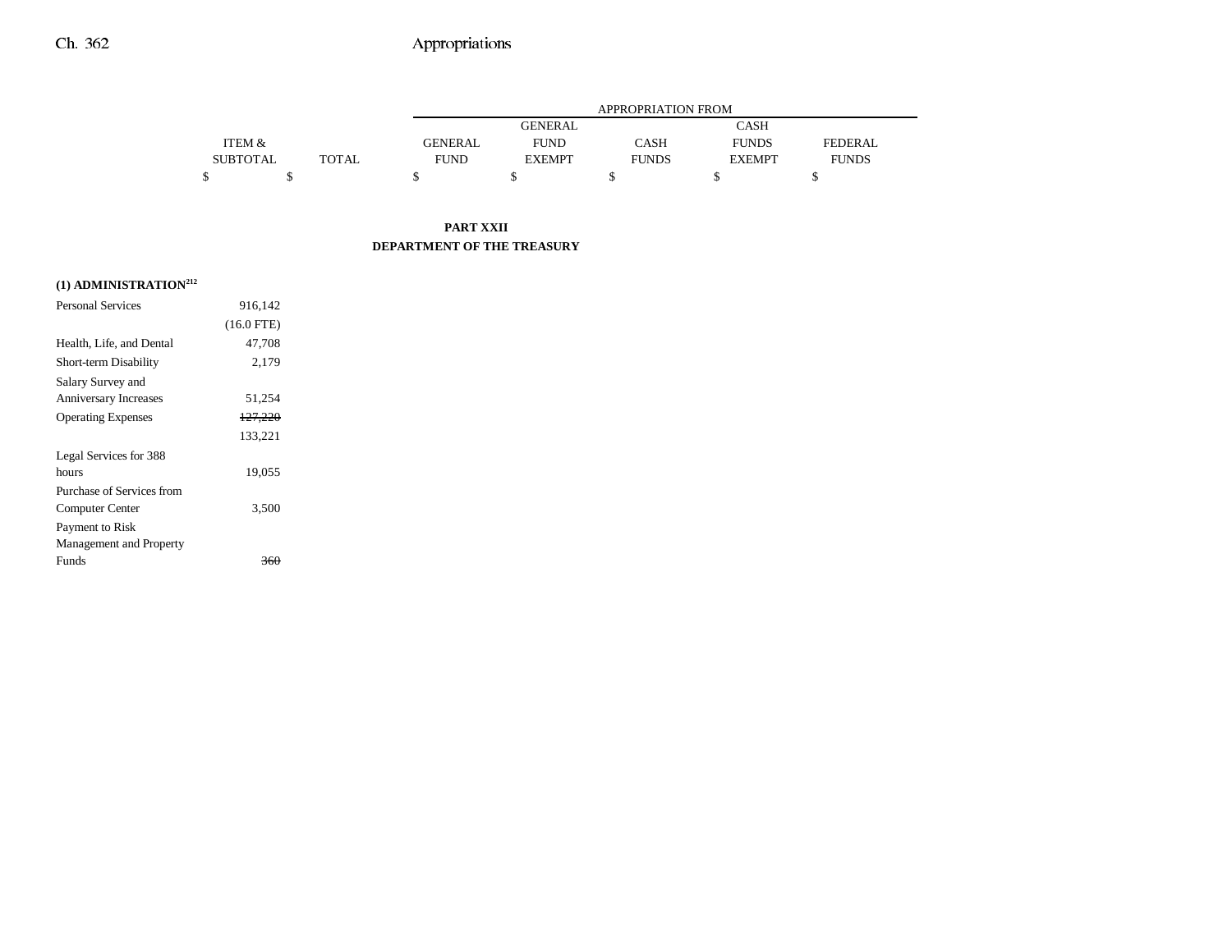| | ITEM & SUBTOTAL | TOTAL | APPROPRIATION FROM GENERAL FUND | GENERAL FUND EXEMPT | CASH FUNDS | CASH FUNDS EXEMPT | FEDERAL FUNDS |
|---|---|---|---|---|---|---|---|
| | $ | $ | $ | $ | $ | $ | $ |

**PART XXII**
**DEPARTMENT OF THE TREASURY**

**(1) ADMINISTRATION[212]**

| | ITEM & SUBTOTAL | TOTAL | GENERAL FUND | GENERAL FUND EXEMPT | CASH FUNDS | CASH FUNDS EXEMPT | FEDERAL FUNDS |
|---|---|---|---|---|---|---|---|
| Personal Services | 916,142 | | | | | | |
| | (16.0 FTE) | | | | | | |
| Health, Life, and Dental | 47,708 | | | | | | |
| Short-term Disability | 2,179 | | | | | | |
| Salary Survey and Anniversary Increases | 51,254 | | | | | | |
| Operating Expenses | ~~127,220~~ | | | | | | |
| | 133,221 | | | | | | |
| Legal Services for 388 hours | 19,055 | | | | | | |
| Purchase of Services from Computer Center | 3,500 | | | | | | |
| Payment to Risk Management and Property Funds | ~~360~~ | | | | | | |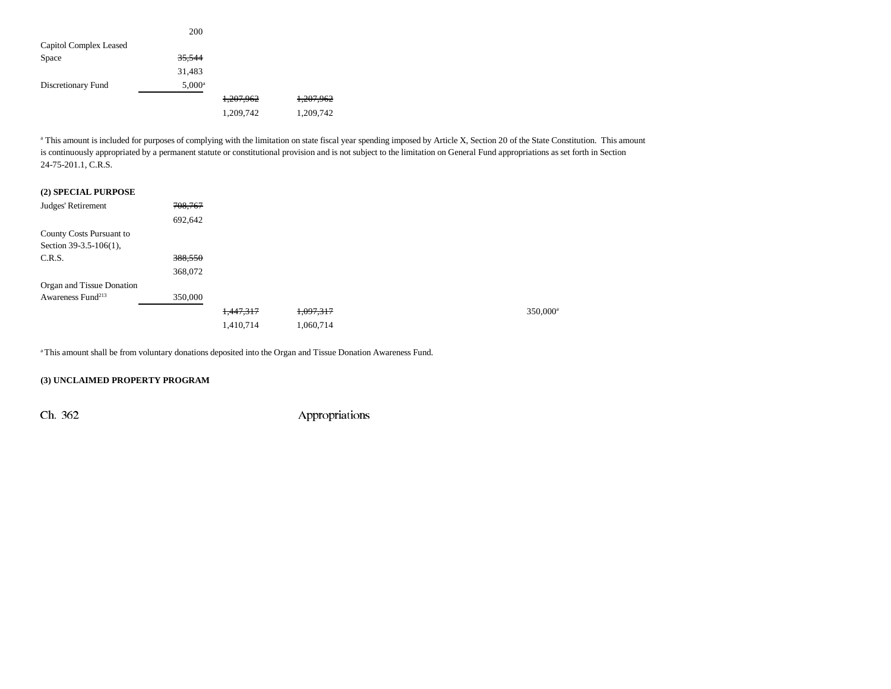| | | | | | | |
|---|---|---|---|---|---|---|
| | 200 | | | | | |
| Capitol Complex Leased Space | ~~35,544~~ 31,483 | | | | | |
| Discretionary Fund | 5,000[a] | | | | | |
| | | ~~1,207,962~~ 1,209,742 | ~~1,207,962~~ 1,209,742 | | | |

[a] This amount is included for purposes of complying with the limitation on state fiscal year spending imposed by Article X, Section 20 of the State Constitution. This amount is continuously appropriated by a permanent statute or constitutional provision and is not subject to the limitation on General Fund appropriations as set forth in Section 24-75-201.1, C.R.S.

**(2) SPECIAL PURPOSE**

| | | | | | | |
|---|---|---|---|---|---|---|
| Judges' Retirement | ~~708,767~~ 692,642 | | | | | |
| County Costs Pursuant to Section 39-3.5-106(1), C.R.S. | ~~388,550~~ 368,072 | | | | | |
| Organ and Tissue Donation Awareness Fund[213] | 350,000 | | | | | |
| | | ~~1,447,317~~ 1,410,714 | ~~1,097,317~~ 1,060,714 | | 350,000[a] | |

[a] This amount shall be from voluntary donations deposited into the Organ and Tissue Donation Awareness Fund.

**(3) UNCLAIMED PROPERTY PROGRAM**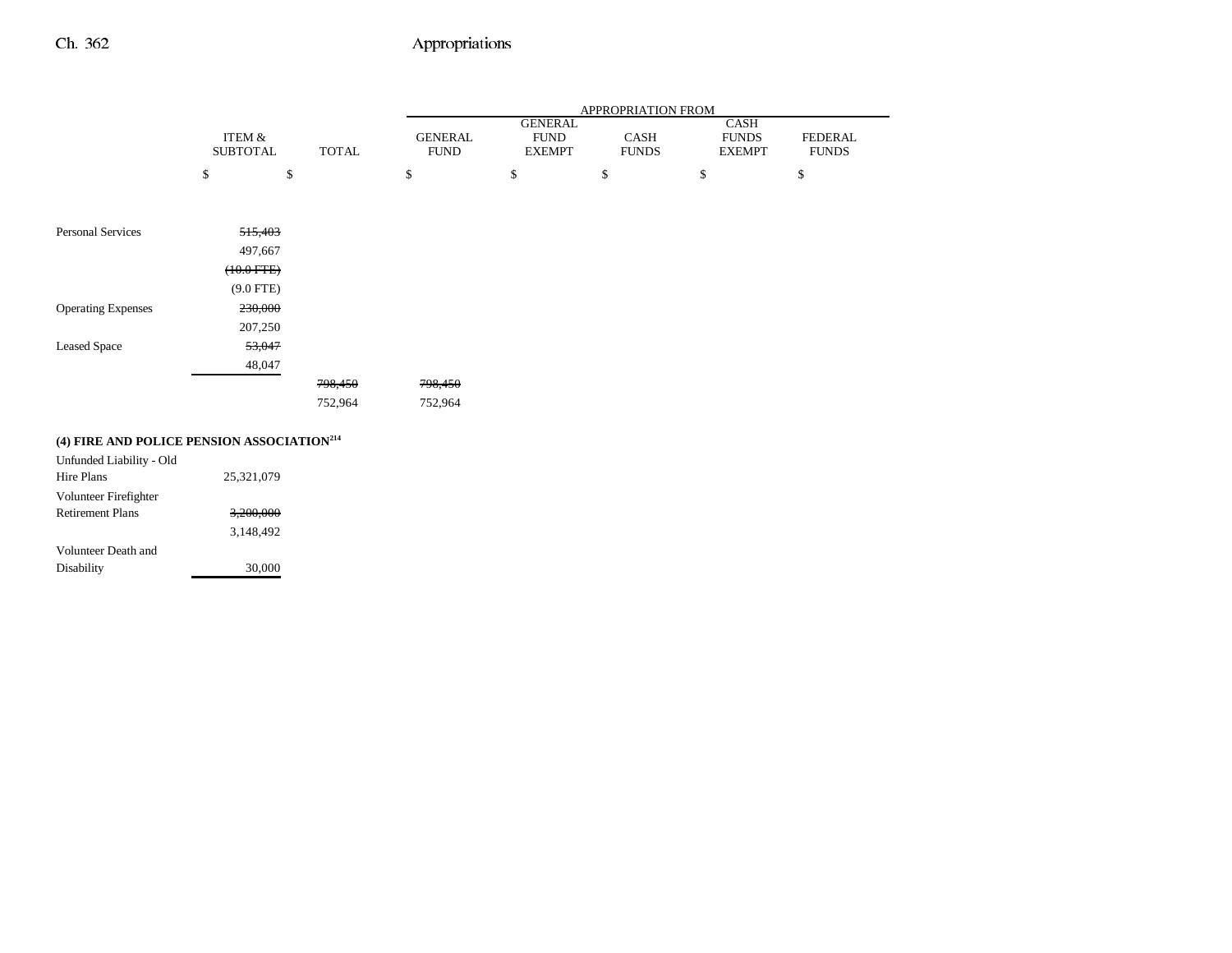| | ITEM & SUBTOTAL | TOTAL | APPROPRIATION FROM GENERAL FUND | GENERAL FUND EXEMPT | CASH FUNDS | CASH FUNDS EXEMPT | FEDERAL FUNDS |
|---|---|---|---|---|---|---|---|
| | $ | $ | $ | $ | $ | $ | $ |
| Personal Services | ~~515,403~~ | | | | | | |
| | 497,667 | | | | | | |
| | ~~(10.0 FTE)~~ | | | | | | |
| | (9.0 FTE) | | | | | | |
| Operating Expenses | ~~230,000~~ | | | | | | |
| | 207,250 | | | | | | |
| Leased Space | ~~53,047~~ | | | | | | |
| | 48,047 | | | | | | |
| | | ~~798,450~~ | ~~798,450~~ | | | | |
| | | 752,964 | 752,964 | | | | |

**(4) FIRE AND POLICE PENSION ASSOCIATION[214]**

| | ITEM & SUBTOTAL | TOTAL | GENERAL FUND | GENERAL FUND EXEMPT | CASH FUNDS | CASH FUNDS EXEMPT | FEDERAL FUNDS |
|---|---|---|---|---|---|---|---|
| Unfunded Liability - Old Hire Plans | 25,321,079 | | | | | | |
| Volunteer Firefighter Retirement Plans | ~~3,200,000~~ | | | | | | |
| | 3,148,492 | | | | | | |
| Volunteer Death and Disability | 30,000 | | | | | | |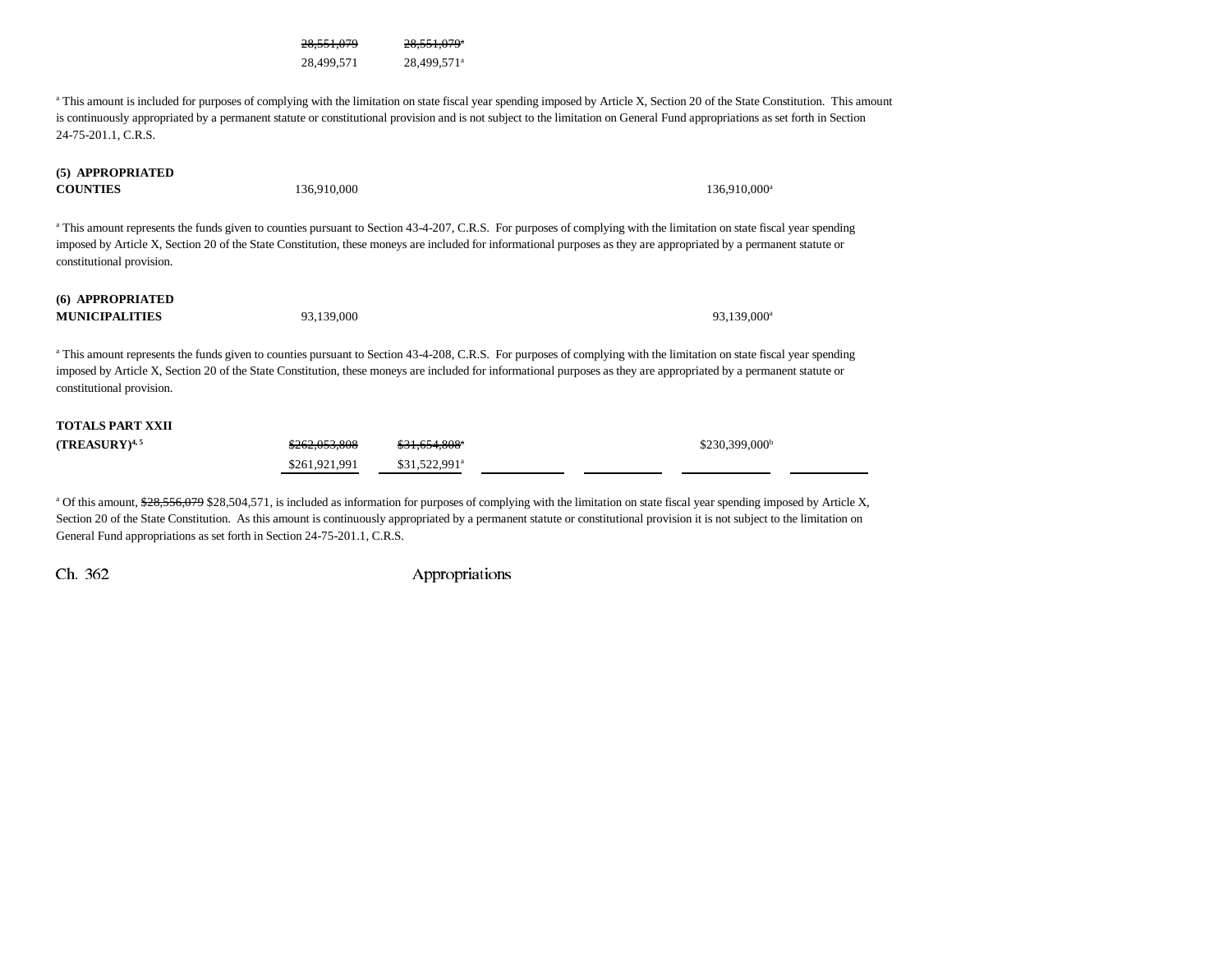| | | | | | | |
|---|---|---|---|---|---|---|
| | ~~28,551,079~~ | ~~28,551,079[a]~~ | | | | |
| | 28,499,571 | 28,499,571[a] | | | | |

[a] This amount is included for purposes of complying with the limitation on state fiscal year spending imposed by Article X, Section 20 of the State Constitution. This amount is continuously appropriated by a permanent statute or constitutional provision and is not subject to the limitation on General Fund appropriations as set forth in Section 24-75-201.1, C.R.S.

| | | | | | | |
|---|---|---|---|---|---|---|
| **(5) APPROPRIATED COUNTIES** | 136,910,000 | | | | 136,910,000[a] | |

[a] This amount represents the funds given to counties pursuant to Section 43-4-207, C.R.S. For purposes of complying with the limitation on state fiscal year spending imposed by Article X, Section 20 of the State Constitution, these moneys are included for informational purposes as they are appropriated by a permanent statute or constitutional provision.

| | | | | | | |
|---|---|---|---|---|---|---|
| **(6) APPROPRIATED MUNICIPALITIES** | 93,139,000 | | | | 93,139,000[a] | |

[a] This amount represents the funds given to counties pursuant to Section 43-4-208, C.R.S. For purposes of complying with the limitation on state fiscal year spending imposed by Article X, Section 20 of the State Constitution, these moneys are included for informational purposes as they are appropriated by a permanent statute or constitutional provision.

| | | | | | | |
|---|---|---|---|---|---|---|
| **TOTALS PART XXII (TREASURY)[4, 5]** | ~~$262,053,808~~ | ~~$31,654,808[a]~~ | | | $230,399,000[b] | |
| | $261,921,991 | $31,522,991[a] | | | | |

[a] Of this amount, ~~$28,556,079~~ $28,504,571, is included as information for purposes of complying with the limitation on state fiscal year spending imposed by Article X, Section 20 of the State Constitution. As this amount is continuously appropriated by a permanent statute or constitutional provision it is not subject to the limitation on General Fund appropriations as set forth in Section 24-75-201.1, C.R.S.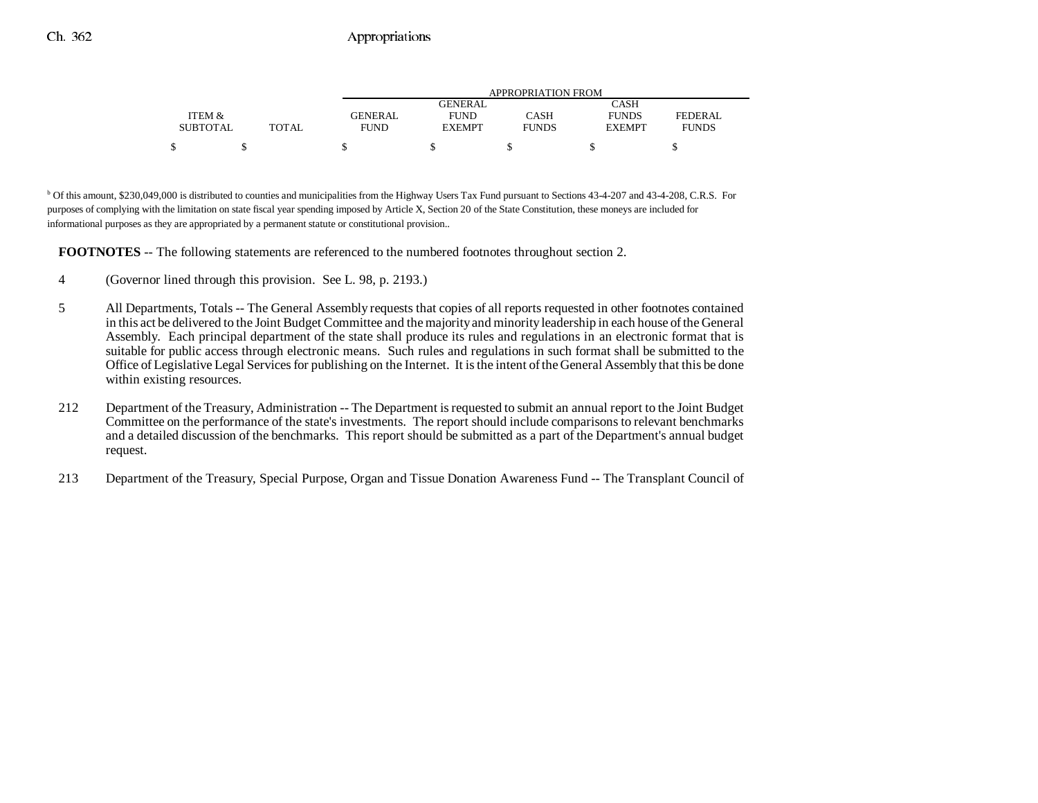| ITEM & SUBTOTAL | TOTAL | APPROPRIATION FROM GENERAL FUND | GENERAL FUND EXEMPT | CASH FUNDS | CASH FUNDS EXEMPT | FEDERAL FUNDS |
|---|---|---|---|---|---|---|
| $ | $ | $ | $ | $ | $ | $ |

[b] Of this amount, $230,049,000 is distributed to counties and municipalities from the Highway Users Tax Fund pursuant to Sections 43-4-207 and 43-4-208, C.R.S. For purposes of complying with the limitation on state fiscal year spending imposed by Article X, Section 20 of the State Constitution, these moneys are included for informational purposes as they are appropriated by a permanent statute or constitutional provision..

**FOOTNOTES** -- The following statements are referenced to the numbered footnotes throughout section 2.

4 (Governor lined through this provision. See L. 98, p. 2193.)

5 All Departments, Totals -- The General Assembly requests that copies of all reports requested in other footnotes contained in this act be delivered to the Joint Budget Committee and the majority and minority leadership in each house of the General Assembly. Each principal department of the state shall produce its rules and regulations in an electronic format that is suitable for public access through electronic means. Such rules and regulations in such format shall be submitted to the Office of Legislative Legal Services for publishing on the Internet. It is the intent of the General Assembly that this be done within existing resources.

212 Department of the Treasury, Administration -- The Department is requested to submit an annual report to the Joint Budget Committee on the performance of the state's investments. The report should include comparisons to relevant benchmarks and a detailed discussion of the benchmarks. This report should be submitted as a part of the Department's annual budget request.

213 Department of the Treasury, Special Purpose, Organ and Tissue Donation Awareness Fund -- The Transplant Council of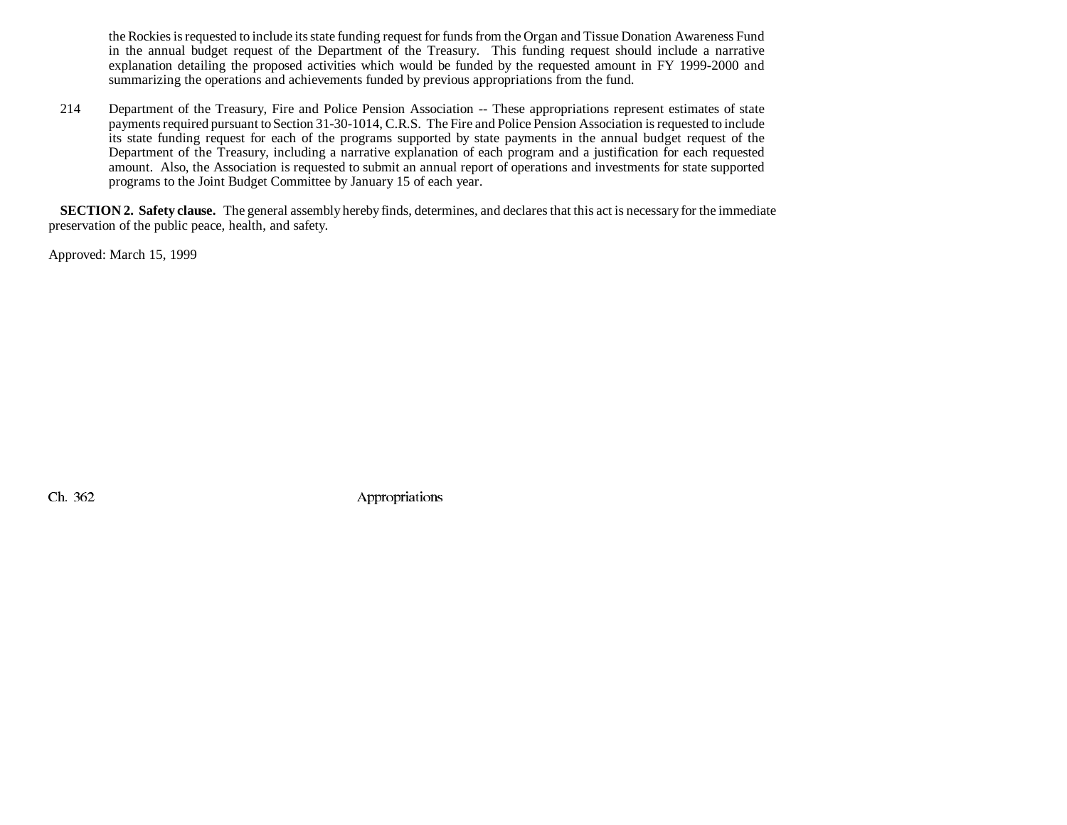the Rockies is requested to include its state funding request for funds from the Organ and Tissue Donation Awareness Fund in the annual budget request of the Department of the Treasury. This funding request should include a narrative explanation detailing the proposed activities which would be funded by the requested amount in FY 1999-2000 and summarizing the operations and achievements funded by previous appropriations from the fund.

214 Department of the Treasury, Fire and Police Pension Association -- These appropriations represent estimates of state payments required pursuant to Section 31-30-1014, C.R.S. The Fire and Police Pension Association is requested to include its state funding request for each of the programs supported by state payments in the annual budget request of the Department of the Treasury, including a narrative explanation of each program and a justification for each requested amount. Also, the Association is requested to submit an annual report of operations and investments for state supported programs to the Joint Budget Committee by January 15 of each year.

**SECTION 2. Safety clause.** The general assembly hereby finds, determines, and declares that this act is necessary for the immediate preservation of the public peace, health, and safety.

Approved: March 15, 1999